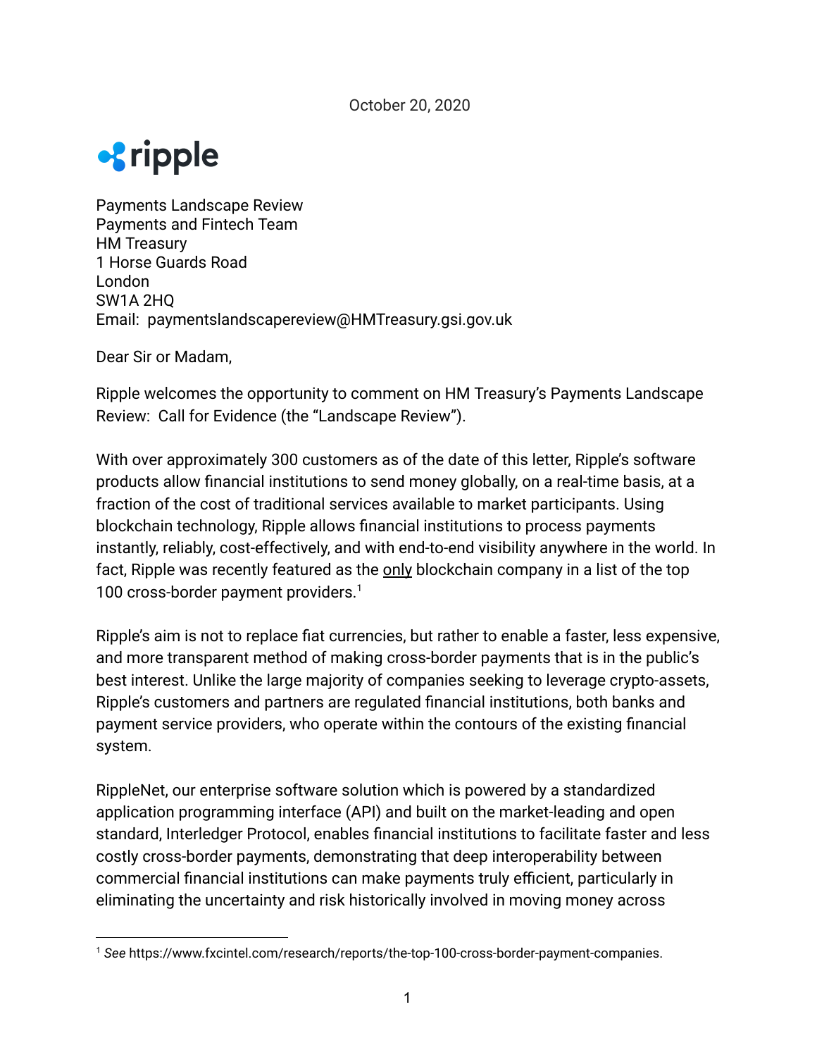October 20, 2020

ripple

Payments Landscape Review
Payments and Fintech Team
HM Treasury
1 Horse Guards Road
London
SW1A 2HQ
Email: paymentslandscapereview@HMTreasury.gsi.gov.uk

Dear Sir or Madam,

Ripple welcomes the opportunity to comment on HM Treasury's Payments Landscape Review: Call for Evidence (the "Landscape Review").

With over approximately 300 customers as of the date of this letter, Ripple's software products allow financial institutions to send money globally, on a real-time basis, at a fraction of the cost of traditional services available to market participants. Using blockchain technology, Ripple allows financial institutions to process payments instantly, reliably, cost-effectively, and with end-to-end visibility anywhere in the world. In fact, Ripple was recently featured as the <u>only</u> blockchain company in a list of the top 100 cross-border payment providers.[1]

Ripple's aim is not to replace fiat currencies, but rather to enable a faster, less expensive, and more transparent method of making cross-border payments that is in the public's best interest. Unlike the large majority of companies seeking to leverage crypto-assets, Ripple's customers and partners are regulated financial institutions, both banks and payment service providers, who operate within the contours of the existing financial system.

RippleNet, our enterprise software solution which is powered by a standardized application programming interface (API) and built on the market-leading and open standard, Interledger Protocol, enables financial institutions to facilitate faster and less costly cross-border payments, demonstrating that deep interoperability between commercial financial institutions can make payments truly efficient, particularly in eliminating the uncertainty and risk historically involved in moving money across

[1] *See* https://www.fxcintel.com/research/reports/the-top-100-cross-border-payment-companies.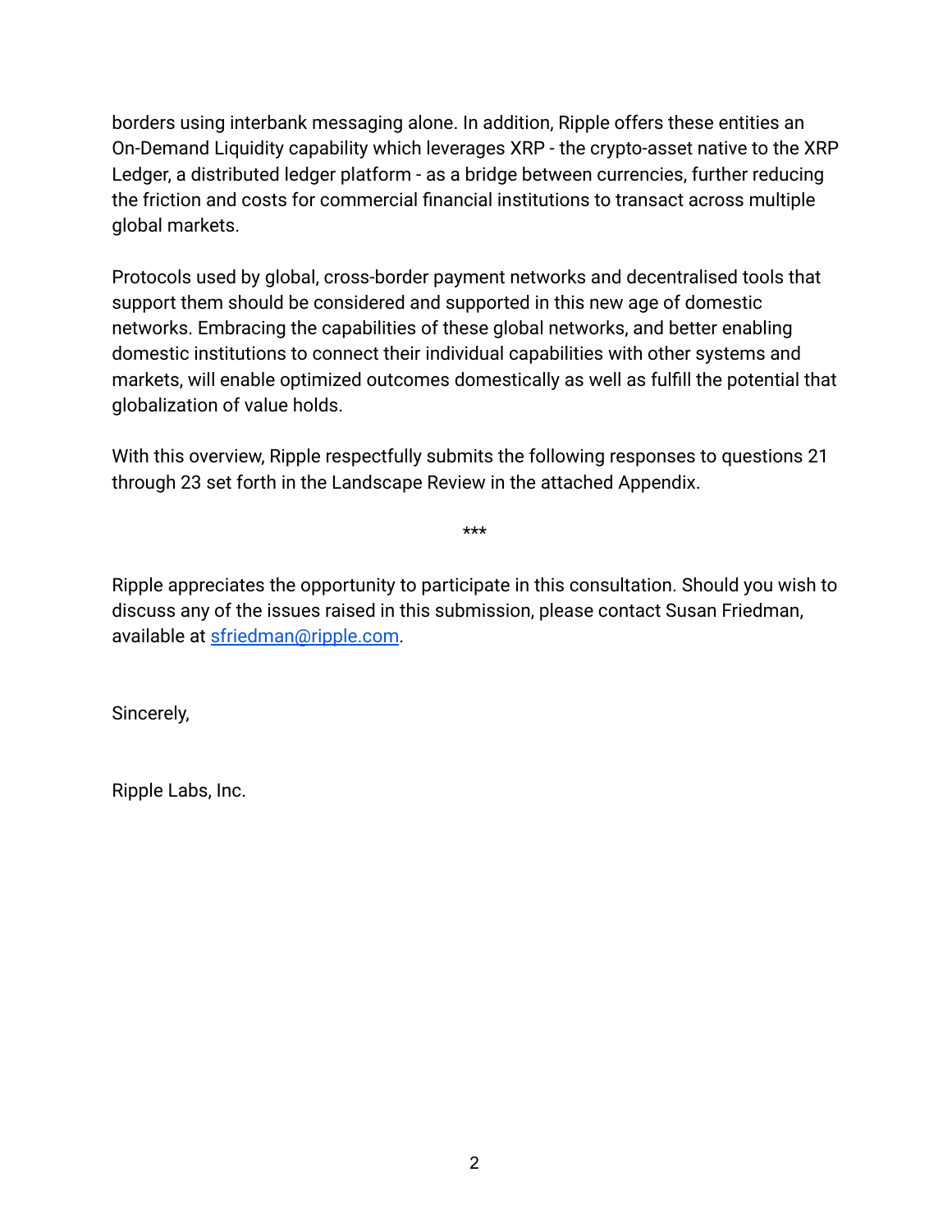borders using interbank messaging alone. In addition, Ripple offers these entities an On-Demand Liquidity capability which leverages XRP - the crypto-asset native to the XRP Ledger, a distributed ledger platform - as a bridge between currencies, further reducing the friction and costs for commercial financial institutions to transact across multiple global markets.

Protocols used by global, cross-border payment networks and decentralised tools that support them should be considered and supported in this new age of domestic networks. Embracing the capabilities of these global networks, and better enabling domestic institutions to connect their individual capabilities with other systems and markets, will enable optimized outcomes domestically as well as fulfill the potential that globalization of value holds.

With this overview, Ripple respectfully submits the following responses to questions 21 through 23 set forth in the Landscape Review in the attached Appendix.

***

Ripple appreciates the opportunity to participate in this consultation. Should you wish to discuss any of the issues raised in this submission, please contact Susan Friedman, available at [sfriedman@ripple.com](mailto:sfriedman@ripple.com).

Sincerely,

Ripple Labs, Inc.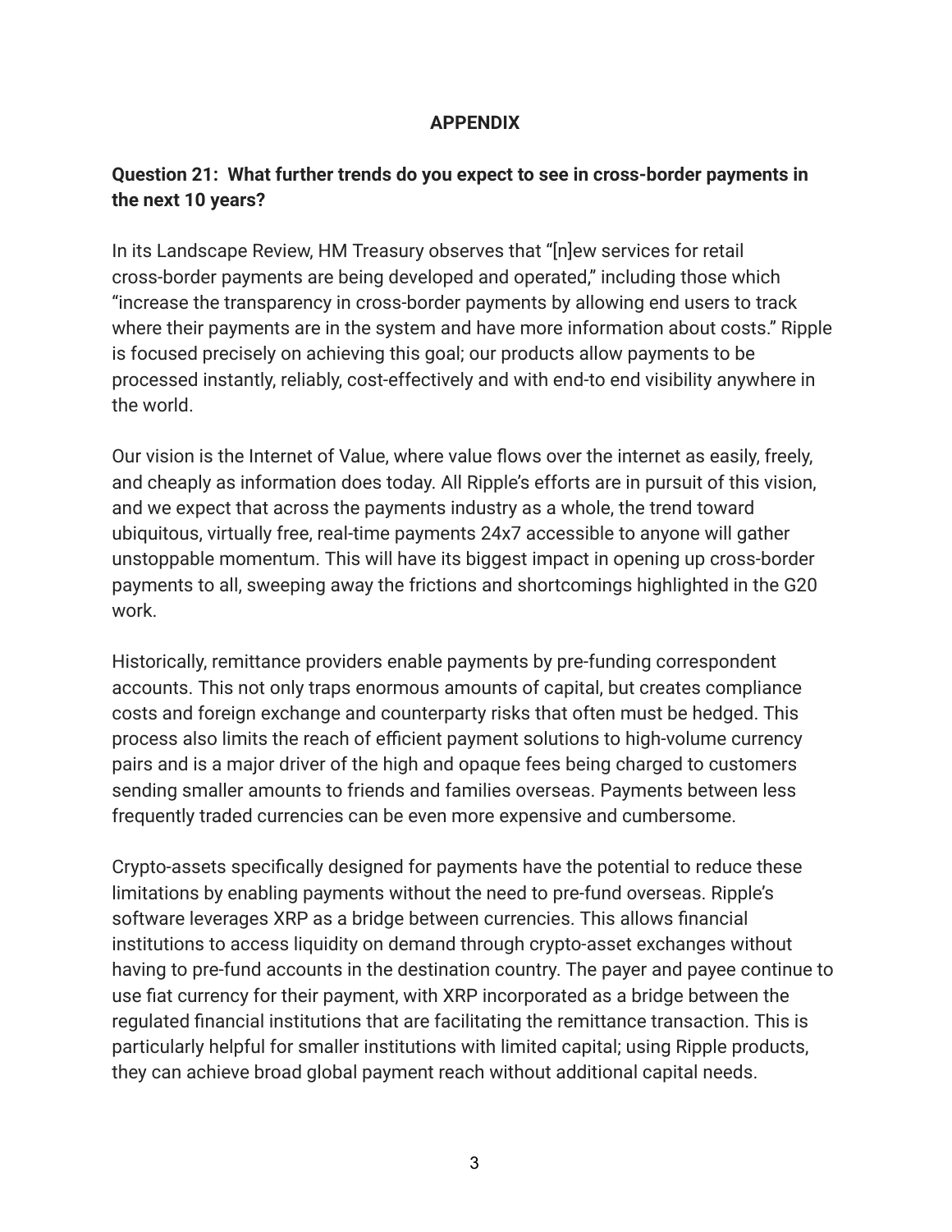## APPENDIX

### Question 21: What further trends do you expect to see in cross-border payments in the next 10 years?

In its Landscape Review, HM Treasury observes that "[n]ew services for retail cross-border payments are being developed and operated," including those which "increase the transparency in cross-border payments by allowing end users to track where their payments are in the system and have more information about costs." Ripple is focused precisely on achieving this goal; our products allow payments to be processed instantly, reliably, cost-effectively and with end-to end visibility anywhere in the world.

Our vision is the Internet of Value, where value flows over the internet as easily, freely, and cheaply as information does today. All Ripple's efforts are in pursuit of this vision, and we expect that across the payments industry as a whole, the trend toward ubiquitous, virtually free, real-time payments 24x7 accessible to anyone will gather unstoppable momentum. This will have its biggest impact in opening up cross-border payments to all, sweeping away the frictions and shortcomings highlighted in the G20 work.

Historically, remittance providers enable payments by pre-funding correspondent accounts. This not only traps enormous amounts of capital, but creates compliance costs and foreign exchange and counterparty risks that often must be hedged. This process also limits the reach of efficient payment solutions to high-volume currency pairs and is a major driver of the high and opaque fees being charged to customers sending smaller amounts to friends and families overseas. Payments between less frequently traded currencies can be even more expensive and cumbersome.

Crypto-assets specifically designed for payments have the potential to reduce these limitations by enabling payments without the need to pre-fund overseas. Ripple's software leverages XRP as a bridge between currencies. This allows financial institutions to access liquidity on demand through crypto-asset exchanges without having to pre-fund accounts in the destination country. The payer and payee continue to use fiat currency for their payment, with XRP incorporated as a bridge between the regulated financial institutions that are facilitating the remittance transaction. This is particularly helpful for smaller institutions with limited capital; using Ripple products, they can achieve broad global payment reach without additional capital needs.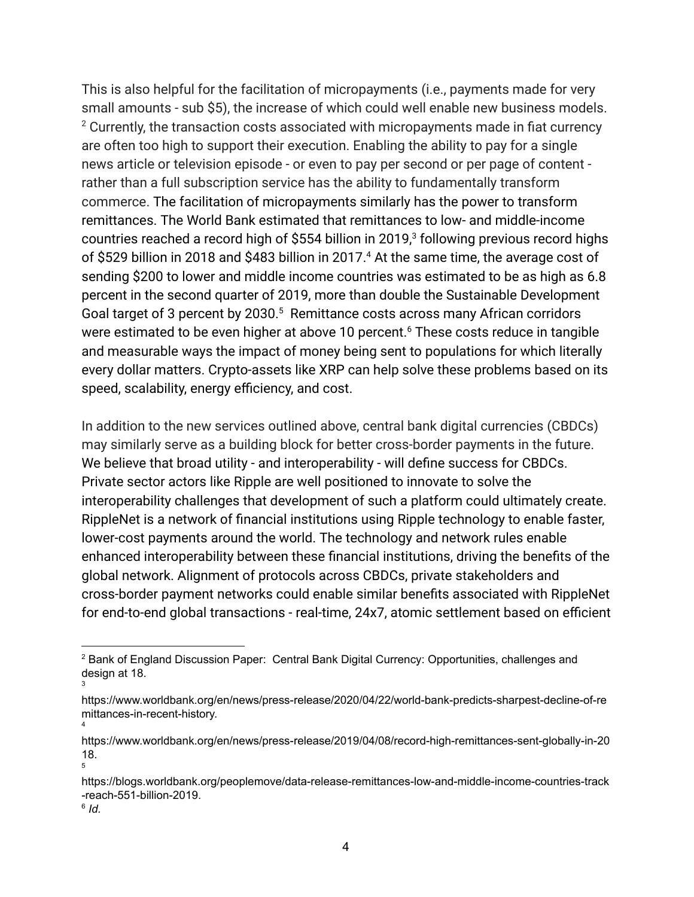This is also helpful for the facilitation of micropayments (i.e., payments made for very small amounts - sub $5), the increase of which could well enable new business models.[2] Currently, the transaction costs associated with micropayments made in fiat currency are often too high to support their execution. Enabling the ability to pay for a single news article or television episode - or even to pay per second or per page of content - rather than a full subscription service has the ability to fundamentally transform commerce. The facilitation of micropayments similarly has the power to transform remittances. The World Bank estimated that remittances to low- and middle-income countries reached a record high of $554 billion in 2019,[3] following previous record highs of $529 billion in 2018 and $483 billion in 2017.[4] At the same time, the average cost of sending $200 to lower and middle income countries was estimated to be as high as 6.8 percent in the second quarter of 2019, more than double the Sustainable Development Goal target of 3 percent by 2030.[5] Remittance costs across many African corridors were estimated to be even higher at above 10 percent.[6] These costs reduce in tangible and measurable ways the impact of money being sent to populations for which literally every dollar matters. Crypto-assets like XRP can help solve these problems based on its speed, scalability, energy efficiency, and cost.

In addition to the new services outlined above, central bank digital currencies (CBDCs) may similarly serve as a building block for better cross-border payments in the future. We believe that broad utility - and interoperability - will define success for CBDCs. Private sector actors like Ripple are well positioned to innovate to solve the interoperability challenges that development of such a platform could ultimately create. RippleNet is a network of financial institutions using Ripple technology to enable faster, lower-cost payments around the world. The technology and network rules enable enhanced interoperability between these financial institutions, driving the benefits of the global network. Alignment of protocols across CBDCs, private stakeholders and cross-border payment networks could enable similar benefits associated with RippleNet for end-to-end global transactions - real-time, 24x7, atomic settlement based on efficient

---

[2] Bank of England Discussion Paper: Central Bank Digital Currency: Opportunities, challenges and design at 18.

[3] https://www.worldbank.org/en/news/press-release/2020/04/22/world-bank-predicts-sharpest-decline-of-remittances-in-recent-history.

[4] https://www.worldbank.org/en/news/press-release/2019/04/08/record-high-remittances-sent-globally-in-2018.

[5] https://blogs.worldbank.org/peoplemove/data-release-remittances-low-and-middle-income-countries-track-reach-551-billion-2019.

[6] *Id.*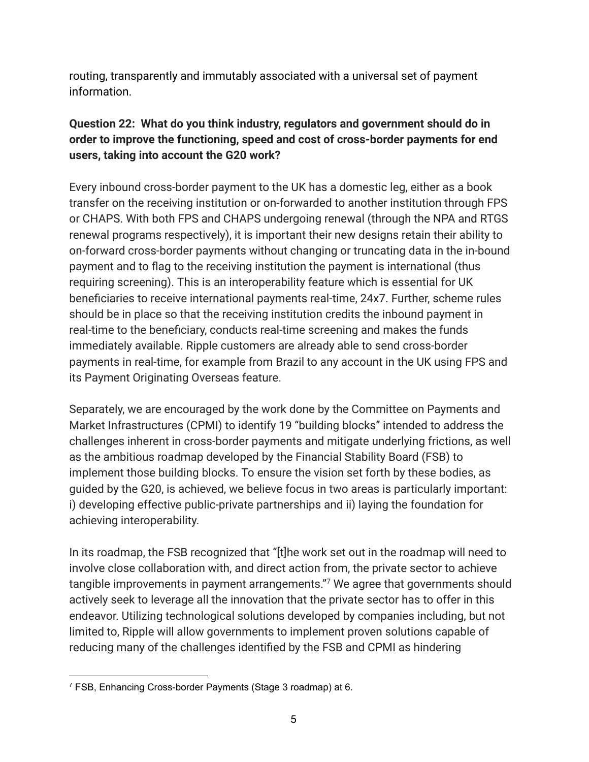routing, transparently and immutably associated with a universal set of payment information.

**Question 22: What do you think industry, regulators and government should do in order to improve the functioning, speed and cost of cross-border payments for end users, taking into account the G20 work?**

Every inbound cross-border payment to the UK has a domestic leg, either as a book transfer on the receiving institution or on-forwarded to another institution through FPS or CHAPS. With both FPS and CHAPS undergoing renewal (through the NPA and RTGS renewal programs respectively), it is important their new designs retain their ability to on-forward cross-border payments without changing or truncating data in the in-bound payment and to flag to the receiving institution the payment is international (thus requiring screening). This is an interoperability feature which is essential for UK beneficiaries to receive international payments real-time, 24x7. Further, scheme rules should be in place so that the receiving institution credits the inbound payment in real-time to the beneficiary, conducts real-time screening and makes the funds immediately available. Ripple customers are already able to send cross-border payments in real-time, for example from Brazil to any account in the UK using FPS and its Payment Originating Overseas feature.

Separately, we are encouraged by the work done by the Committee on Payments and Market Infrastructures (CPMI) to identify 19 "building blocks" intended to address the challenges inherent in cross-border payments and mitigate underlying frictions, as well as the ambitious roadmap developed by the Financial Stability Board (FSB) to implement those building blocks. To ensure the vision set forth by these bodies, as guided by the G20, is achieved, we believe focus in two areas is particularly important: i) developing effective public-private partnerships and ii) laying the foundation for achieving interoperability.

In its roadmap, the FSB recognized that "[t]he work set out in the roadmap will need to involve close collaboration with, and direct action from, the private sector to achieve tangible improvements in payment arrangements."[7] We agree that governments should actively seek to leverage all the innovation that the private sector has to offer in this endeavor. Utilizing technological solutions developed by companies including, but not limited to, Ripple will allow governments to implement proven solutions capable of reducing many of the challenges identified by the FSB and CPMI as hindering

[7] FSB, Enhancing Cross-border Payments (Stage 3 roadmap) at 6.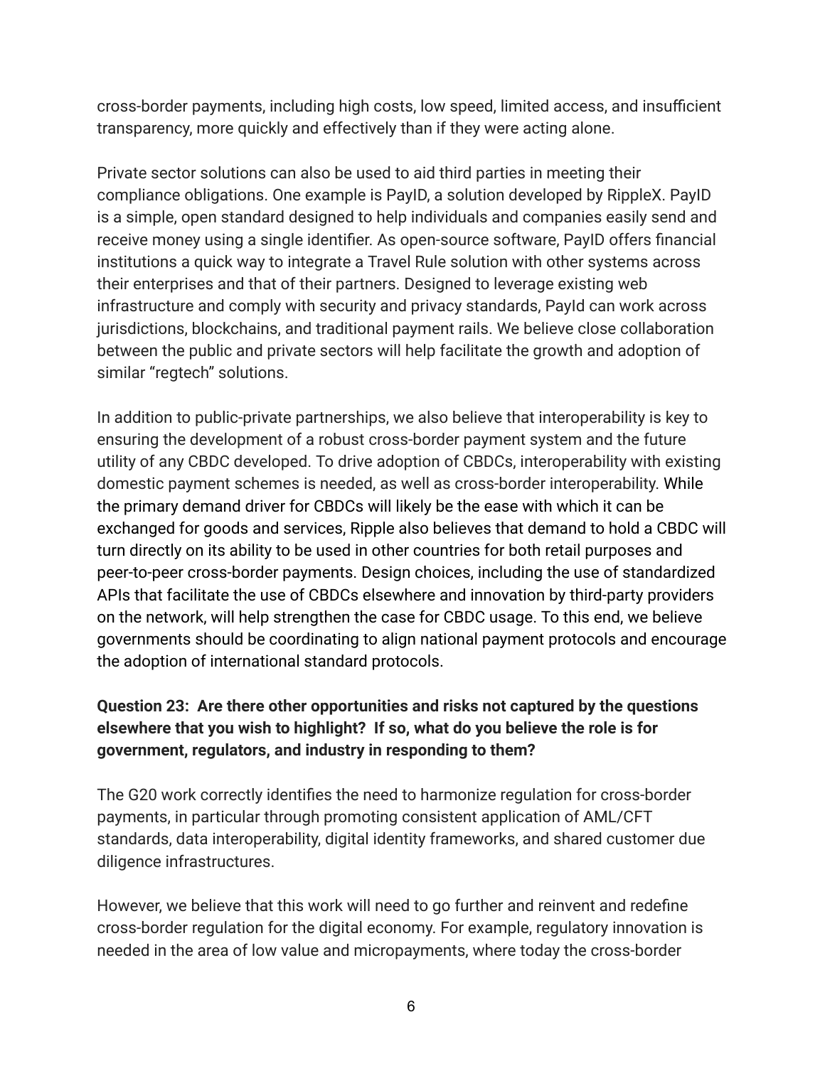cross-border payments, including high costs, low speed, limited access, and insufficient transparency, more quickly and effectively than if they were acting alone.

Private sector solutions can also be used to aid third parties in meeting their compliance obligations. One example is PayID, a solution developed by RippleX. PayID is a simple, open standard designed to help individuals and companies easily send and receive money using a single identifier. As open-source software, PayID offers financial institutions a quick way to integrate a Travel Rule solution with other systems across their enterprises and that of their partners. Designed to leverage existing web infrastructure and comply with security and privacy standards, PayId can work across jurisdictions, blockchains, and traditional payment rails. We believe close collaboration between the public and private sectors will help facilitate the growth and adoption of similar "regtech" solutions.

In addition to public-private partnerships, we also believe that interoperability is key to ensuring the development of a robust cross-border payment system and the future utility of any CBDC developed. To drive adoption of CBDCs, interoperability with existing domestic payment schemes is needed, as well as cross-border interoperability. While the primary demand driver for CBDCs will likely be the ease with which it can be exchanged for goods and services, Ripple also believes that demand to hold a CBDC will turn directly on its ability to be used in other countries for both retail purposes and peer-to-peer cross-border payments. Design choices, including the use of standardized APIs that facilitate the use of CBDCs elsewhere and innovation by third-party providers on the network, will help strengthen the case for CBDC usage. To this end, we believe governments should be coordinating to align national payment protocols and encourage the adoption of international standard protocols.

**Question 23: Are there other opportunities and risks not captured by the questions elsewhere that you wish to highlight? If so, what do you believe the role is for government, regulators, and industry in responding to them?**

The G20 work correctly identifies the need to harmonize regulation for cross-border payments, in particular through promoting consistent application of AML/CFT standards, data interoperability, digital identity frameworks, and shared customer due diligence infrastructures.

However, we believe that this work will need to go further and reinvent and redefine cross-border regulation for the digital economy. For example, regulatory innovation is needed in the area of low value and micropayments, where today the cross-border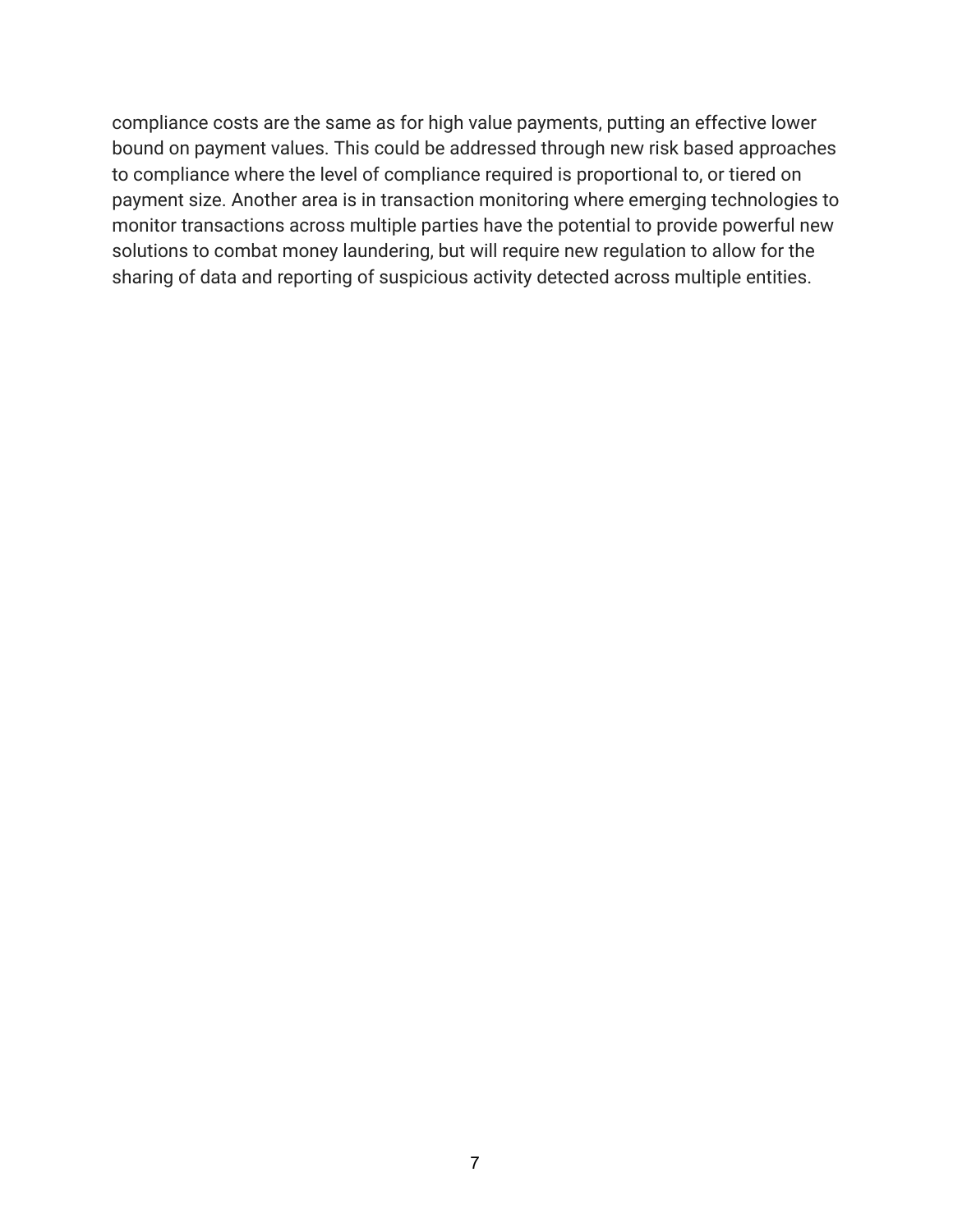compliance costs are the same as for high value payments, putting an effective lower bound on payment values. This could be addressed through new risk based approaches to compliance where the level of compliance required is proportional to, or tiered on payment size. Another area is in transaction monitoring where emerging technologies to monitor transactions across multiple parties have the potential to provide powerful new solutions to combat money laundering, but will require new regulation to allow for the sharing of data and reporting of suspicious activity detected across multiple entities.